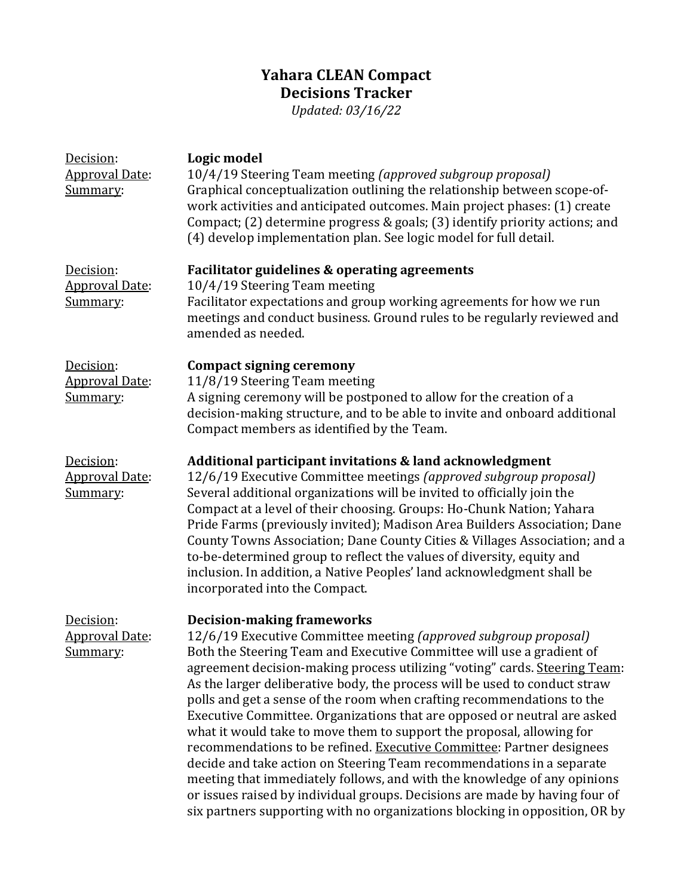# Yahara CLEAN Compact
## Decisions Tracker

*Updated: 03/16/22*

<u>Decision</u>: **Logic model**
<u>Approval Date</u>: 10/4/19 Steering Team meeting *(approved subgroup proposal)*
<u>Summary</u>: Graphical conceptualization outlining the relationship between scope-of-work activities and anticipated outcomes. Main project phases: (1) create Compact; (2) determine progress & goals; (3) identify priority actions; and (4) develop implementation plan. See logic model for full detail.

<u>Decision</u>: **Facilitator guidelines & operating agreements**
<u>Approval Date</u>: 10/4/19 Steering Team meeting
<u>Summary</u>: Facilitator expectations and group working agreements for how we run meetings and conduct business. Ground rules to be regularly reviewed and amended as needed.

<u>Decision</u>: **Compact signing ceremony**
<u>Approval Date</u>: 11/8/19 Steering Team meeting
<u>Summary</u>: A signing ceremony will be postponed to allow for the creation of a decision-making structure, and to be able to invite and onboard additional Compact members as identified by the Team.

<u>Decision</u>: **Additional participant invitations & land acknowledgment**
<u>Approval Date</u>: 12/6/19 Executive Committee meetings *(approved subgroup proposal)*
<u>Summary</u>: Several additional organizations will be invited to officially join the Compact at a level of their choosing. Groups: Ho-Chunk Nation; Yahara Pride Farms (previously invited); Madison Area Builders Association; Dane County Towns Association; Dane County Cities & Villages Association; and a to-be-determined group to reflect the values of diversity, equity and inclusion. In addition, a Native Peoples' land acknowledgment shall be incorporated into the Compact.

<u>Decision</u>: **Decision-making frameworks**
<u>Approval Date</u>: 12/6/19 Executive Committee meeting *(approved subgroup proposal)*
<u>Summary</u>: Both the Steering Team and Executive Committee will use a gradient of agreement decision-making process utilizing "voting" cards. <u>Steering Team</u>: As the larger deliberative body, the process will be used to conduct straw polls and get a sense of the room when crafting recommendations to the Executive Committee. Organizations that are opposed or neutral are asked what it would take to move them to support the proposal, allowing for recommendations to be refined. <u>Executive Committee</u>: Partner designees decide and take action on Steering Team recommendations in a separate meeting that immediately follows, and with the knowledge of any opinions or issues raised by individual groups. Decisions are made by having four of six partners supporting with no organizations blocking in opposition, OR by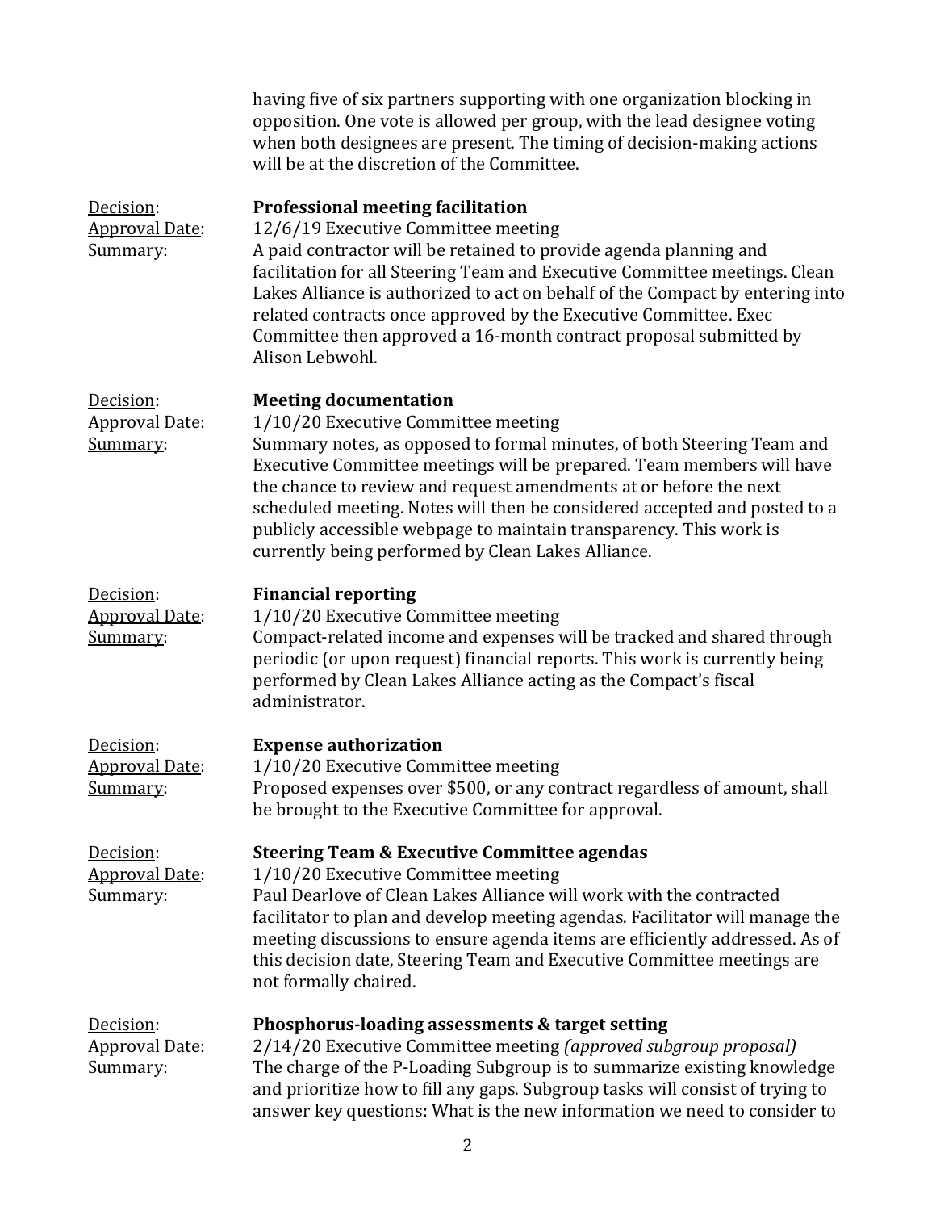having five of six partners supporting with one organization blocking in opposition. One vote is allowed per group, with the lead designee voting when both designees are present. The timing of decision-making actions will be at the discretion of the Committee.

Decision: **Professional meeting facilitation**
Approval Date: 12/6/19 Executive Committee meeting
Summary: A paid contractor will be retained to provide agenda planning and facilitation for all Steering Team and Executive Committee meetings. Clean Lakes Alliance is authorized to act on behalf of the Compact by entering into related contracts once approved by the Executive Committee. Exec Committee then approved a 16-month contract proposal submitted by Alison Lebwohl.

Decision: **Meeting documentation**
Approval Date: 1/10/20 Executive Committee meeting
Summary: Summary notes, as opposed to formal minutes, of both Steering Team and Executive Committee meetings will be prepared. Team members will have the chance to review and request amendments at or before the next scheduled meeting. Notes will then be considered accepted and posted to a publicly accessible webpage to maintain transparency. This work is currently being performed by Clean Lakes Alliance.

Decision: **Financial reporting**
Approval Date: 1/10/20 Executive Committee meeting
Summary: Compact-related income and expenses will be tracked and shared through periodic (or upon request) financial reports. This work is currently being performed by Clean Lakes Alliance acting as the Compact's fiscal administrator.

Decision: **Expense authorization**
Approval Date: 1/10/20 Executive Committee meeting
Summary: Proposed expenses over $500, or any contract regardless of amount, shall be brought to the Executive Committee for approval.

Decision: **Steering Team & Executive Committee agendas**
Approval Date: 1/10/20 Executive Committee meeting
Summary: Paul Dearlove of Clean Lakes Alliance will work with the contracted facilitator to plan and develop meeting agendas. Facilitator will manage the meeting discussions to ensure agenda items are efficiently addressed. As of this decision date, Steering Team and Executive Committee meetings are not formally chaired.

Decision: **Phosphorus-loading assessments & target setting**
Approval Date: 2/14/20 Executive Committee meeting *(approved subgroup proposal)*
Summary: The charge of the P-Loading Subgroup is to summarize existing knowledge and prioritize how to fill any gaps. Subgroup tasks will consist of trying to answer key questions: What is the new information we need to consider to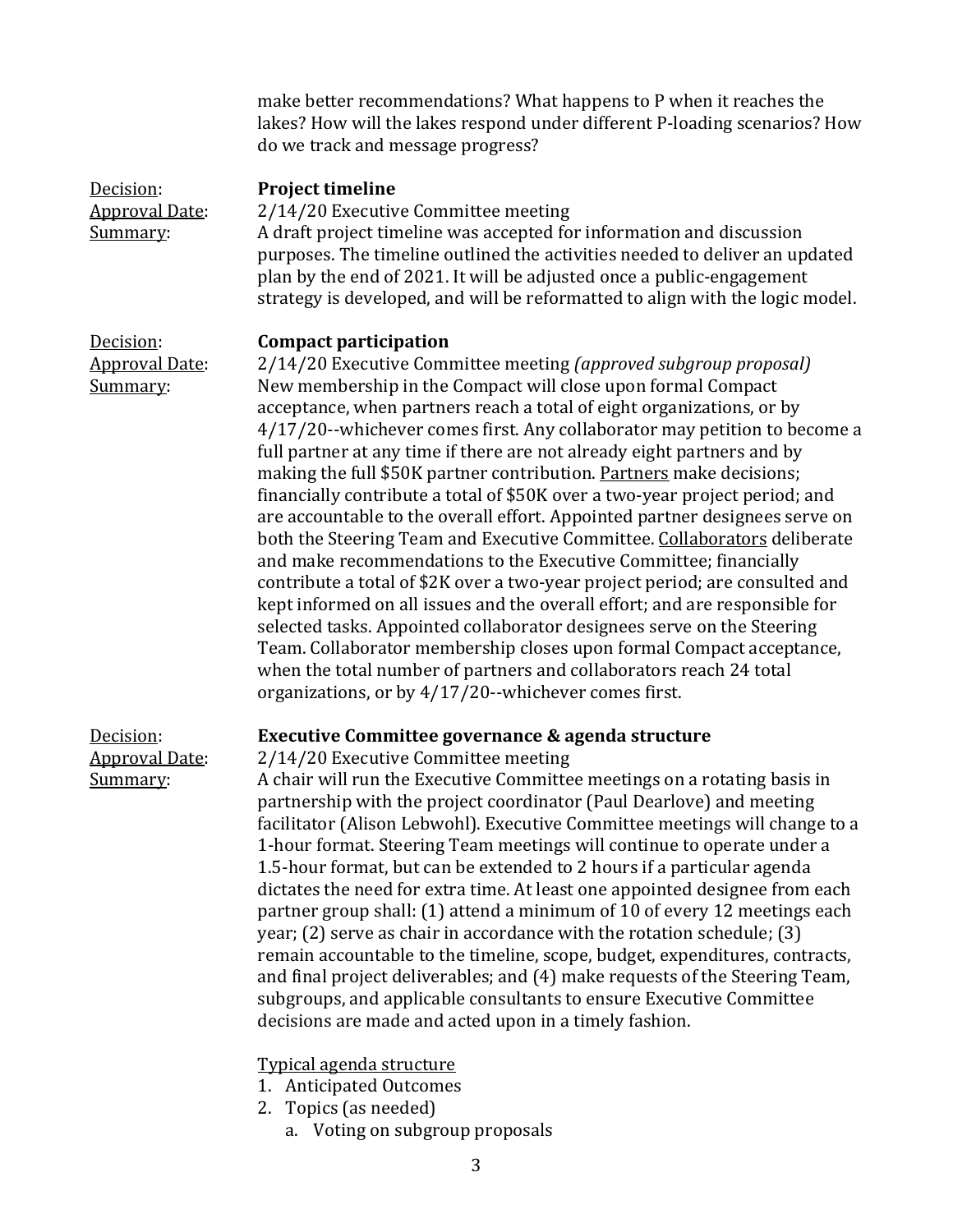make better recommendations? What happens to P when it reaches the lakes? How will the lakes respond under different P-loading scenarios? How do we track and message progress?

<u>Decision</u>: **Project timeline**
<u>Approval Date</u>: 2/14/20 Executive Committee meeting
<u>Summary</u>: A draft project timeline was accepted for information and discussion purposes. The timeline outlined the activities needed to deliver an updated plan by the end of 2021. It will be adjusted once a public-engagement strategy is developed, and will be reformatted to align with the logic model.

<u>Decision</u>: **Compact participation**
<u>Approval Date</u>: 2/14/20 Executive Committee meeting *(approved subgroup proposal)*
<u>Summary</u>: New membership in the Compact will close upon formal Compact acceptance, when partners reach a total of eight organizations, or by 4/17/20--whichever comes first. Any collaborator may petition to become a full partner at any time if there are not already eight partners and by making the full $50K partner contribution. <u>Partners</u> make decisions; financially contribute a total of $50K over a two-year project period; and are accountable to the overall effort. Appointed partner designees serve on both the Steering Team and Executive Committee. <u>Collaborators</u> deliberate and make recommendations to the Executive Committee; financially contribute a total of $2K over a two-year project period; are consulted and kept informed on all issues and the overall effort; and are responsible for selected tasks. Appointed collaborator designees serve on the Steering Team. Collaborator membership closes upon formal Compact acceptance, when the total number of partners and collaborators reach 24 total organizations, or by 4/17/20--whichever comes first.

<u>Decision</u>: **Executive Committee governance & agenda structure**
<u>Approval Date</u>: 2/14/20 Executive Committee meeting
<u>Summary</u>: A chair will run the Executive Committee meetings on a rotating basis in partnership with the project coordinator (Paul Dearlove) and meeting facilitator (Alison Lebwohl). Executive Committee meetings will change to a 1-hour format. Steering Team meetings will continue to operate under a 1.5-hour format, but can be extended to 2 hours if a particular agenda dictates the need for extra time. At least one appointed designee from each partner group shall: (1) attend a minimum of 10 of every 12 meetings each year; (2) serve as chair in accordance with the rotation schedule; (3) remain accountable to the timeline, scope, budget, expenditures, contracts, and final project deliverables; and (4) make requests of the Steering Team, subgroups, and applicable consultants to ensure Executive Committee decisions are made and acted upon in a timely fashion.

<u>Typical agenda structure</u>

1. Anticipated Outcomes
2. Topics (as needed)
   a. Voting on subgroup proposals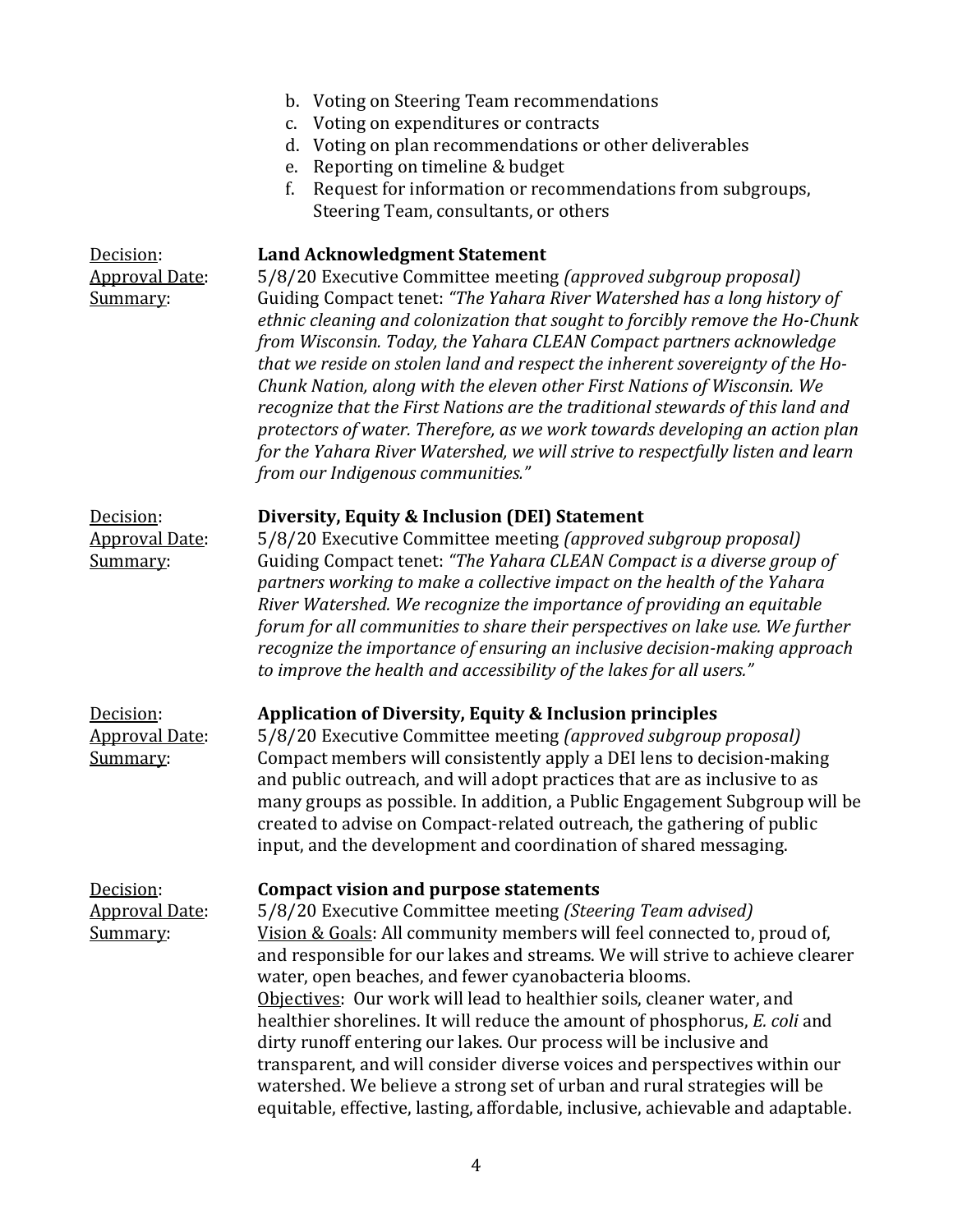b. Voting on Steering Team recommendations
c. Voting on expenditures or contracts
d. Voting on plan recommendations or other deliverables
e. Reporting on timeline & budget
f. Request for information or recommendations from subgroups, Steering Team, consultants, or others

Decision: **Land Acknowledgment Statement**
Approval Date: 5/8/20 Executive Committee meeting *(approved subgroup proposal)*
Summary: Guiding Compact tenet: *"The Yahara River Watershed has a long history of ethnic cleaning and colonization that sought to forcibly remove the Ho-Chunk from Wisconsin. Today, the Yahara CLEAN Compact partners acknowledge that we reside on stolen land and respect the inherent sovereignty of the Ho-Chunk Nation, along with the eleven other First Nations of Wisconsin. We recognize that the First Nations are the traditional stewards of this land and protectors of water. Therefore, as we work towards developing an action plan for the Yahara River Watershed, we will strive to respectfully listen and learn from our Indigenous communities."*

Decision: **Diversity, Equity & Inclusion (DEI) Statement**
Approval Date: 5/8/20 Executive Committee meeting *(approved subgroup proposal)*
Summary: Guiding Compact tenet: *"The Yahara CLEAN Compact is a diverse group of partners working to make a collective impact on the health of the Yahara River Watershed. We recognize the importance of providing an equitable forum for all communities to share their perspectives on lake use. We further recognize the importance of ensuring an inclusive decision-making approach to improve the health and accessibility of the lakes for all users."*

Decision: **Application of Diversity, Equity & Inclusion principles**
Approval Date: 5/8/20 Executive Committee meeting *(approved subgroup proposal)*
Summary: Compact members will consistently apply a DEI lens to decision-making and public outreach, and will adopt practices that are as inclusive to as many groups as possible. In addition, a Public Engagement Subgroup will be created to advise on Compact-related outreach, the gathering of public input, and the development and coordination of shared messaging.

Decision: **Compact vision and purpose statements**
Approval Date: 5/8/20 Executive Committee meeting *(Steering Team advised)*
Summary: Vision & Goals: All community members will feel connected to, proud of, and responsible for our lakes and streams. We will strive to achieve clearer water, open beaches, and fewer cyanobacteria blooms.
Objectives: Our work will lead to healthier soils, cleaner water, and healthier shorelines. It will reduce the amount of phosphorus, *E. coli* and dirty runoff entering our lakes. Our process will be inclusive and transparent, and will consider diverse voices and perspectives within our watershed. We believe a strong set of urban and rural strategies will be equitable, effective, lasting, affordable, inclusive, achievable and adaptable.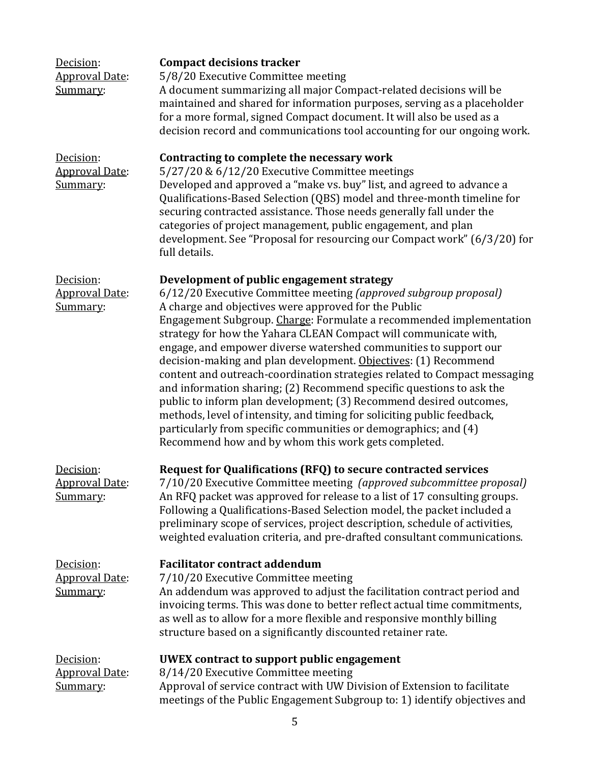<u>Decision</u>: **Compact decisions tracker**
<u>Approval Date</u>: 5/8/20 Executive Committee meeting
<u>Summary</u>: A document summarizing all major Compact-related decisions will be maintained and shared for information purposes, serving as a placeholder for a more formal, signed Compact document. It will also be used as a decision record and communications tool accounting for our ongoing work.

<u>Decision</u>: **Contracting to complete the necessary work**
<u>Approval Date</u>: 5/27/20 & 6/12/20 Executive Committee meetings
<u>Summary</u>: Developed and approved a "make vs. buy" list, and agreed to advance a Qualifications-Based Selection (QBS) model and three-month timeline for securing contracted assistance. Those needs generally fall under the categories of project management, public engagement, and plan development. See "Proposal for resourcing our Compact work" (6/3/20) for full details.

<u>Decision</u>: **Development of public engagement strategy**
<u>Approval Date</u>: 6/12/20 Executive Committee meeting *(approved subgroup proposal)*
<u>Summary</u>: A charge and objectives were approved for the Public Engagement Subgroup. <u>Charge</u>: Formulate a recommended implementation strategy for how the Yahara CLEAN Compact will communicate with, engage, and empower diverse watershed communities to support our decision-making and plan development. <u>Objectives</u>: (1) Recommend content and outreach-coordination strategies related to Compact messaging and information sharing; (2) Recommend specific questions to ask the public to inform plan development; (3) Recommend desired outcomes, methods, level of intensity, and timing for soliciting public feedback, particularly from specific communities or demographics; and (4) Recommend how and by whom this work gets completed.

<u>Decision</u>: **Request for Qualifications (RFQ) to secure contracted services**
<u>Approval Date</u>: 7/10/20 Executive Committee meeting *(approved subcommittee proposal)*
<u>Summary</u>: An RFQ packet was approved for release to a list of 17 consulting groups. Following a Qualifications-Based Selection model, the packet included a preliminary scope of services, project description, schedule of activities, weighted evaluation criteria, and pre-drafted consultant communications.

<u>Decision</u>: **Facilitator contract addendum**
<u>Approval Date</u>: 7/10/20 Executive Committee meeting
<u>Summary</u>: An addendum was approved to adjust the facilitation contract period and invoicing terms. This was done to better reflect actual time commitments, as well as to allow for a more flexible and responsive monthly billing structure based on a significantly discounted retainer rate.

<u>Decision</u>: **UWEX contract to support public engagement**
<u>Approval Date</u>: 8/14/20 Executive Committee meeting
<u>Summary</u>: Approval of service contract with UW Division of Extension to facilitate meetings of the Public Engagement Subgroup to: 1) identify objectives and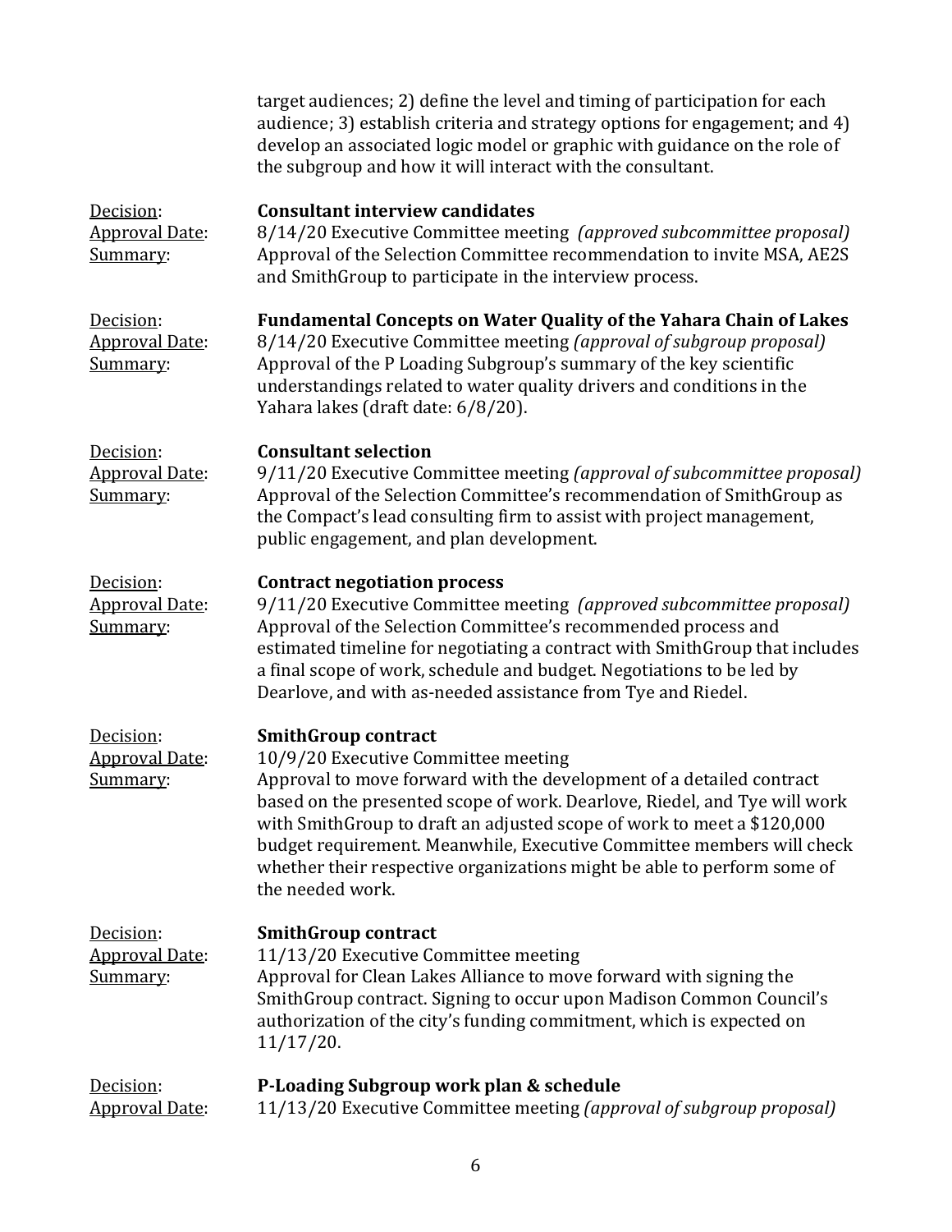target audiences; 2) define the level and timing of participation for each audience; 3) establish criteria and strategy options for engagement; and 4) develop an associated logic model or graphic with guidance on the role of the subgroup and how it will interact with the consultant.

Decision: **Consultant interview candidates**
Approval Date: 8/14/20 Executive Committee meeting *(approved subcommittee proposal)*
Summary: Approval of the Selection Committee recommendation to invite MSA, AE2S and SmithGroup to participate in the interview process.

Decision: **Fundamental Concepts on Water Quality of the Yahara Chain of Lakes**
Approval Date: 8/14/20 Executive Committee meeting *(approval of subgroup proposal)*
Summary: Approval of the P Loading Subgroup's summary of the key scientific understandings related to water quality drivers and conditions in the Yahara lakes (draft date: 6/8/20).

Decision: **Consultant selection**
Approval Date: 9/11/20 Executive Committee meeting *(approval of subcommittee proposal)*
Summary: Approval of the Selection Committee's recommendation of SmithGroup as the Compact's lead consulting firm to assist with project management, public engagement, and plan development.

Decision: **Contract negotiation process**
Approval Date: 9/11/20 Executive Committee meeting *(approved subcommittee proposal)*
Summary: Approval of the Selection Committee's recommended process and estimated timeline for negotiating a contract with SmithGroup that includes a final scope of work, schedule and budget. Negotiations to be led by Dearlove, and with as-needed assistance from Tye and Riedel.

Decision: **SmithGroup contract**
Approval Date: 10/9/20 Executive Committee meeting
Summary: Approval to move forward with the development of a detailed contract based on the presented scope of work. Dearlove, Riedel, and Tye will work with SmithGroup to draft an adjusted scope of work to meet a $120,000 budget requirement. Meanwhile, Executive Committee members will check whether their respective organizations might be able to perform some of the needed work.

Decision: **SmithGroup contract**
Approval Date: 11/13/20 Executive Committee meeting
Summary: Approval for Clean Lakes Alliance to move forward with signing the SmithGroup contract. Signing to occur upon Madison Common Council's authorization of the city's funding commitment, which is expected on 11/17/20.

Decision: **P-Loading Subgroup work plan & schedule**
Approval Date: 11/13/20 Executive Committee meeting *(approval of subgroup proposal)*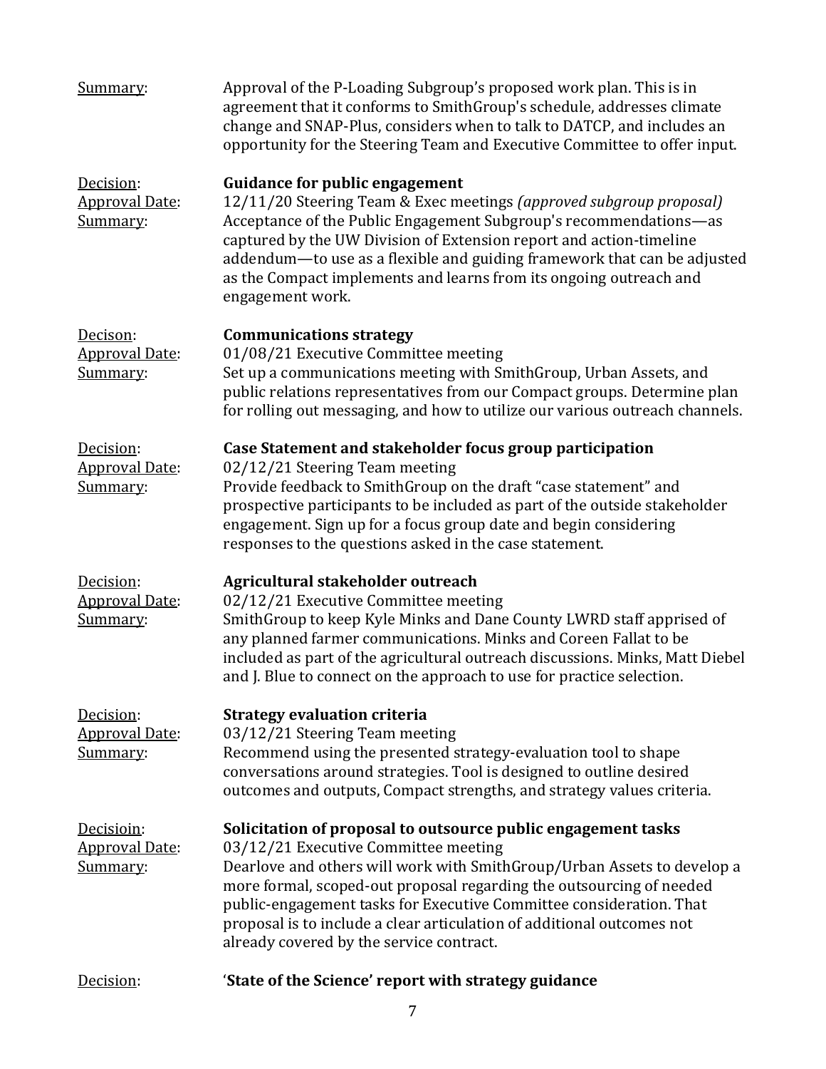Summary: Approval of the P-Loading Subgroup's proposed work plan. This is in agreement that it conforms to SmithGroup's schedule, addresses climate change and SNAP-Plus, considers when to talk to DATCP, and includes an opportunity for the Steering Team and Executive Committee to offer input.

Decision: **Guidance for public engagement**
Approval Date: 12/11/20 Steering Team & Exec meetings *(approved subgroup proposal)*
Summary: Acceptance of the Public Engagement Subgroup's recommendations—as captured by the UW Division of Extension report and action-timeline addendum—to use as a flexible and guiding framework that can be adjusted as the Compact implements and learns from its ongoing outreach and engagement work.

Decison: **Communications strategy**
Approval Date: 01/08/21 Executive Committee meeting
Summary: Set up a communications meeting with SmithGroup, Urban Assets, and public relations representatives from our Compact groups. Determine plan for rolling out messaging, and how to utilize our various outreach channels.

Decision: **Case Statement and stakeholder focus group participation**
Approval Date: 02/12/21 Steering Team meeting
Summary: Provide feedback to SmithGroup on the draft "case statement" and prospective participants to be included as part of the outside stakeholder engagement. Sign up for a focus group date and begin considering responses to the questions asked in the case statement.

Decision: **Agricultural stakeholder outreach**
Approval Date: 02/12/21 Executive Committee meeting
Summary: SmithGroup to keep Kyle Minks and Dane County LWRD staff apprised of any planned farmer communications. Minks and Coreen Fallat to be included as part of the agricultural outreach discussions. Minks, Matt Diebel and J. Blue to connect on the approach to use for practice selection.

Decision: **Strategy evaluation criteria**
Approval Date: 03/12/21 Steering Team meeting
Summary: Recommend using the presented strategy-evaluation tool to shape conversations around strategies. Tool is designed to outline desired outcomes and outputs, Compact strengths, and strategy values criteria.

Decisioin: **Solicitation of proposal to outsource public engagement tasks**
Approval Date: 03/12/21 Executive Committee meeting
Summary: Dearlove and others will work with SmithGroup/Urban Assets to develop a more formal, scoped-out proposal regarding the outsourcing of needed public-engagement tasks for Executive Committee consideration. That proposal is to include a clear articulation of additional outcomes not already covered by the service contract.

Decision: **'State of the Science' report with strategy guidance**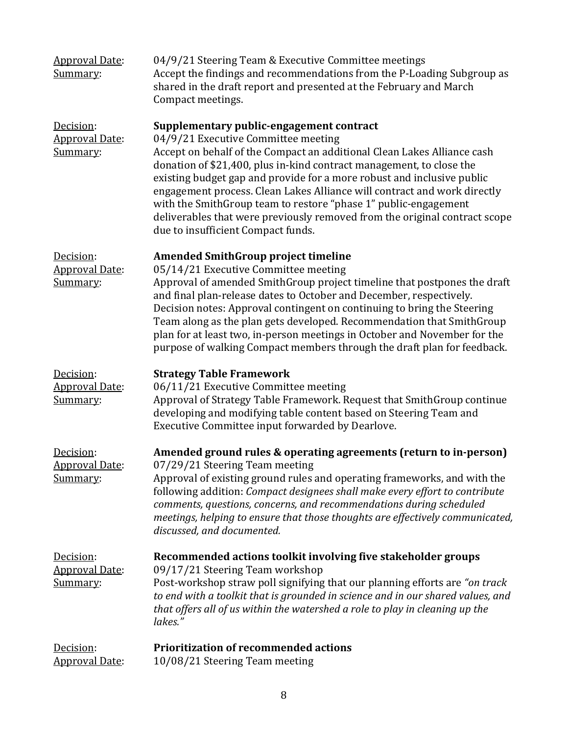Approval Date: 04/9/21 Steering Team & Executive Committee meetings
Summary: Accept the findings and recommendations from the P-Loading Subgroup as shared in the draft report and presented at the February and March Compact meetings.

Decision: **Supplementary public-engagement contract**
Approval Date: 04/9/21 Executive Committee meeting
Summary: Accept on behalf of the Compact an additional Clean Lakes Alliance cash donation of $21,400, plus in-kind contract management, to close the existing budget gap and provide for a more robust and inclusive public engagement process. Clean Lakes Alliance will contract and work directly with the SmithGroup team to restore "phase 1" public-engagement deliverables that were previously removed from the original contract scope due to insufficient Compact funds.

Decision: **Amended SmithGroup project timeline**
Approval Date: 05/14/21 Executive Committee meeting
Summary: Approval of amended SmithGroup project timeline that postpones the draft and final plan-release dates to October and December, respectively. Decision notes: Approval contingent on continuing to bring the Steering Team along as the plan gets developed. Recommendation that SmithGroup plan for at least two, in-person meetings in October and November for the purpose of walking Compact members through the draft plan for feedback.

Decision: **Strategy Table Framework**
Approval Date: 06/11/21 Executive Committee meeting
Summary: Approval of Strategy Table Framework. Request that SmithGroup continue developing and modifying table content based on Steering Team and Executive Committee input forwarded by Dearlove.

Decision: **Amended ground rules & operating agreements (return to in-person)**
Approval Date: 07/29/21 Steering Team meeting
Summary: Approval of existing ground rules and operating frameworks, and with the following addition: *Compact designees shall make every effort to contribute comments, questions, concerns, and recommendations during scheduled meetings, helping to ensure that those thoughts are effectively communicated, discussed, and documented.*

Decision: **Recommended actions toolkit involving five stakeholder groups**
Approval Date: 09/17/21 Steering Team workshop
Summary: Post-workshop straw poll signifying that our planning efforts are *"on track to end with a toolkit that is grounded in science and in our shared values, and that offers all of us within the watershed a role to play in cleaning up the lakes."*

Decision: **Prioritization of recommended actions**
Approval Date: 10/08/21 Steering Team meeting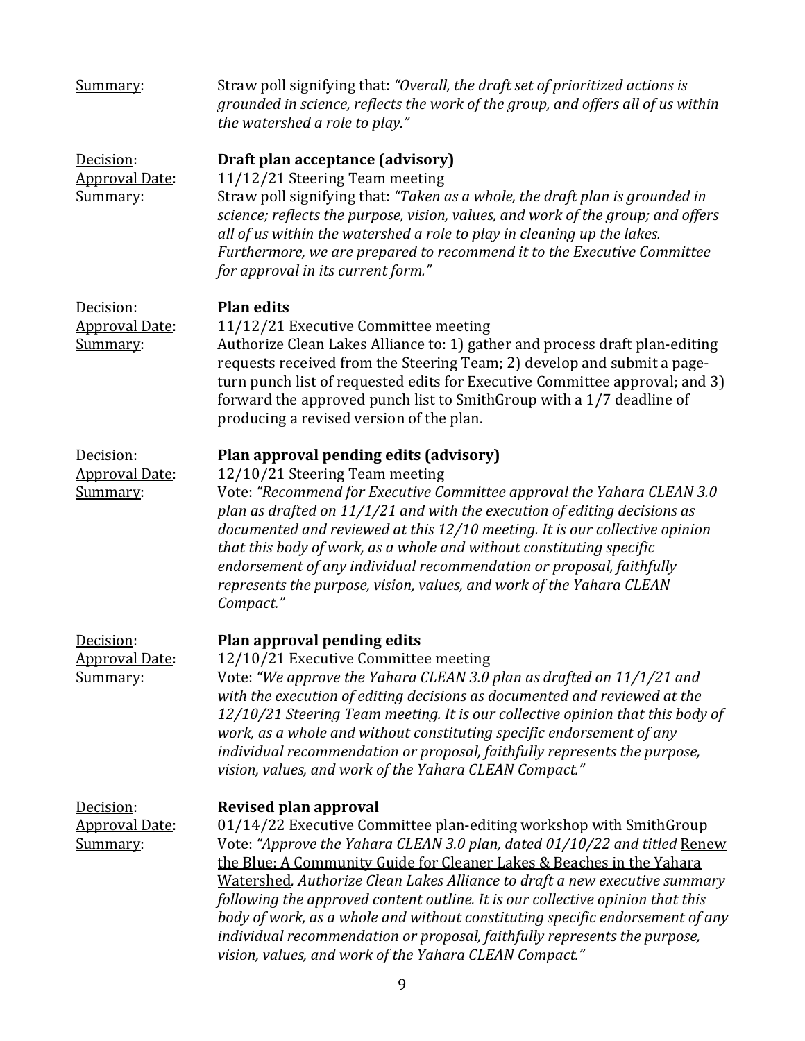Summary: Straw poll signifying that: *"Overall, the draft set of prioritized actions is grounded in science, reflects the work of the group, and offers all of us within the watershed a role to play."*

Decision: **Draft plan acceptance (advisory)**
Approval Date: 11/12/21 Steering Team meeting
Summary: Straw poll signifying that: *"Taken as a whole, the draft plan is grounded in science; reflects the purpose, vision, values, and work of the group; and offers all of us within the watershed a role to play in cleaning up the lakes. Furthermore, we are prepared to recommend it to the Executive Committee for approval in its current form."*

Decision: **Plan edits**
Approval Date: 11/12/21 Executive Committee meeting
Summary: Authorize Clean Lakes Alliance to: 1) gather and process draft plan-editing requests received from the Steering Team; 2) develop and submit a page-turn punch list of requested edits for Executive Committee approval; and 3) forward the approved punch list to SmithGroup with a 1/7 deadline of producing a revised version of the plan.

Decision: **Plan approval pending edits (advisory)**
Approval Date: 12/10/21 Steering Team meeting
Summary: Vote: *"Recommend for Executive Committee approval the Yahara CLEAN 3.0 plan as drafted on 11/1/21 and with the execution of editing decisions as documented and reviewed at this 12/10 meeting. It is our collective opinion that this body of work, as a whole and without constituting specific endorsement of any individual recommendation or proposal, faithfully represents the purpose, vision, values, and work of the Yahara CLEAN Compact."*

Decision: **Plan approval pending edits**
Approval Date: 12/10/21 Executive Committee meeting
Summary: Vote: *"We approve the Yahara CLEAN 3.0 plan as drafted on 11/1/21 and with the execution of editing decisions as documented and reviewed at the 12/10/21 Steering Team meeting. It is our collective opinion that this body of work, as a whole and without constituting specific endorsement of any individual recommendation or proposal, faithfully represents the purpose, vision, values, and work of the Yahara CLEAN Compact."*

Decision: **Revised plan approval**
Approval Date: 01/14/22 Executive Committee plan-editing workshop with SmithGroup
Summary: Vote: *"Approve the Yahara CLEAN 3.0 plan, dated 01/10/22 and titled* Renew the Blue: A Community Guide for Cleaner Lakes & Beaches in the Yahara Watershed*. Authorize Clean Lakes Alliance to draft a new executive summary following the approved content outline. It is our collective opinion that this body of work, as a whole and without constituting specific endorsement of any individual recommendation or proposal, faithfully represents the purpose, vision, values, and work of the Yahara CLEAN Compact."*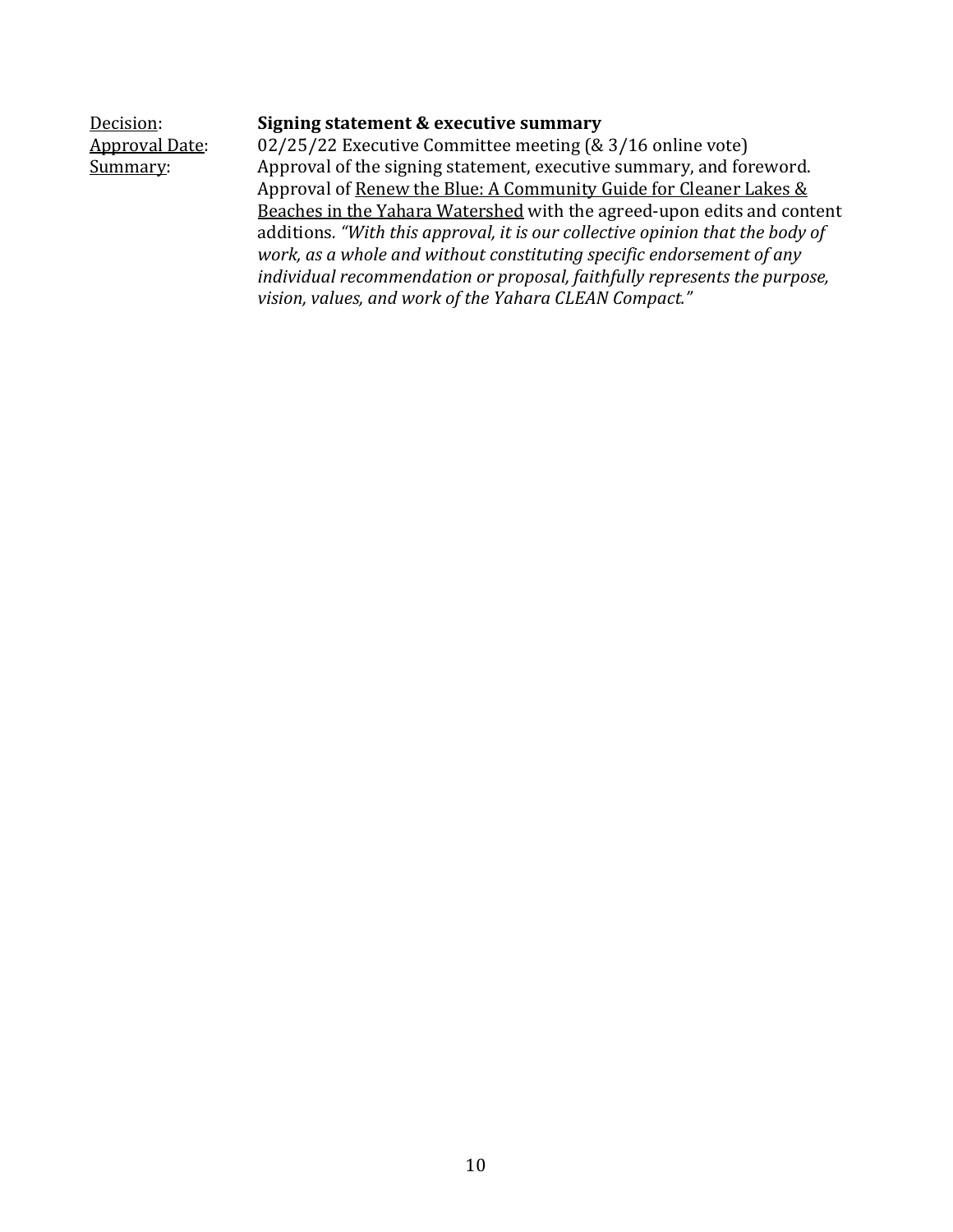Decision: **Signing statement & executive summary**

Approval Date: 02/25/22 Executive Committee meeting (& 3/16 online vote)

Summary: Approval of the signing statement, executive summary, and foreword. Approval of Renew the Blue: A Community Guide for Cleaner Lakes & Beaches in the Yahara Watershed with the agreed-upon edits and content additions. *"With this approval, it is our collective opinion that the body of work, as a whole and without constituting specific endorsement of any individual recommendation or proposal, faithfully represents the purpose, vision, values, and work of the Yahara CLEAN Compact."*